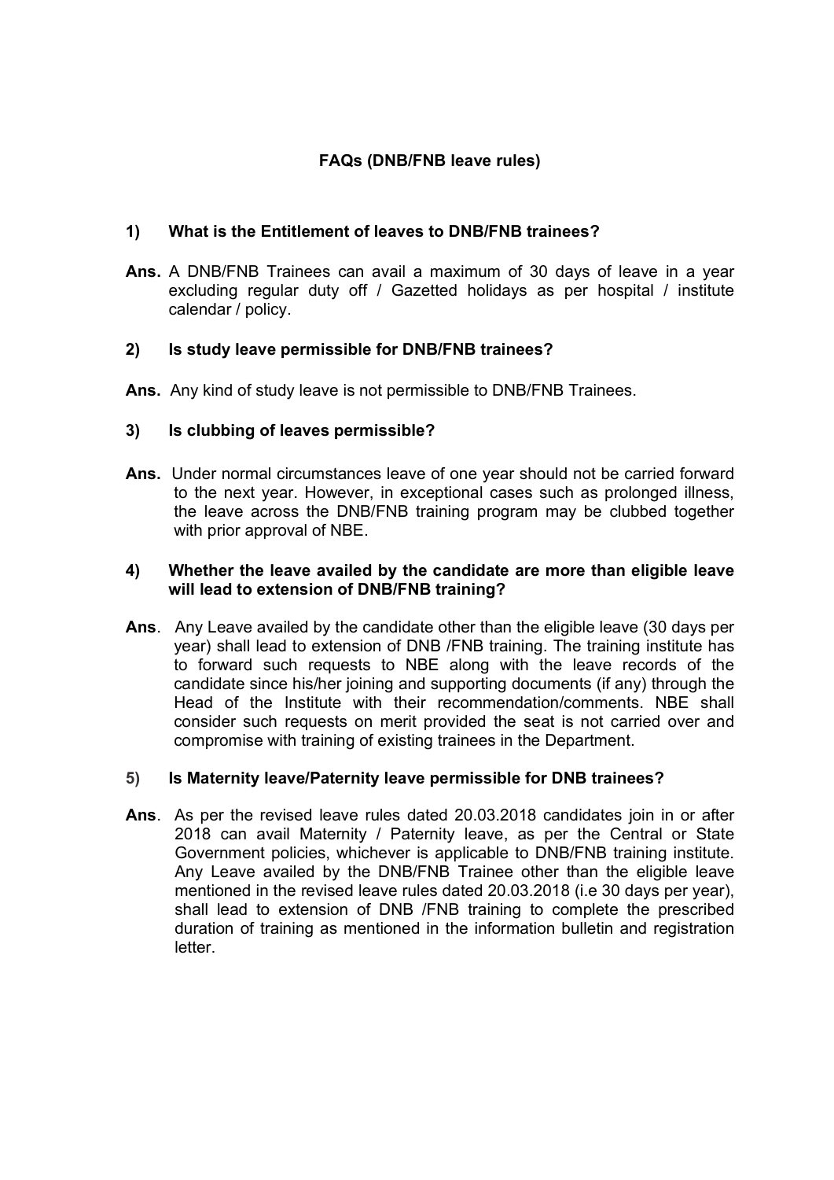# FAQs (DNB/FNB leave rules)

**1) What is the Entitlement of leaves to DNB/FNB trainees?**

**Ans.** A DNB/FNB Trainees can avail a maximum of 30 days of leave in a year excluding regular duty off / Gazetted holidays as per hospital / institute calendar / policy.

**2) Is study leave permissible for DNB/FNB trainees?**

**Ans.** Any kind of study leave is not permissible to DNB/FNB Trainees.

**3) Is clubbing of leaves permissible?**

**Ans.** Under normal circumstances leave of one year should not be carried forward to the next year. However, in exceptional cases such as prolonged illness, the leave across the DNB/FNB training program may be clubbed together with prior approval of NBE.

**4) Whether the leave availed by the candidate are more than eligible leave will lead to extension of DNB/FNB training?**

**Ans**. Any Leave availed by the candidate other than the eligible leave (30 days per year) shall lead to extension of DNB /FNB training. The training institute has to forward such requests to NBE along with the leave records of the candidate since his/her joining and supporting documents (if any) through the Head of the Institute with their recommendation/comments. NBE shall consider such requests on merit provided the seat is not carried over and compromise with training of existing trainees in the Department.

**5) Is Maternity leave/Paternity leave permissible for DNB trainees?**

**Ans**. As per the revised leave rules dated 20.03.2018 candidates join in or after 2018 can avail Maternity / Paternity leave, as per the Central or State Government policies, whichever is applicable to DNB/FNB training institute. Any Leave availed by the DNB/FNB Trainee other than the eligible leave mentioned in the revised leave rules dated 20.03.2018 (i.e 30 days per year), shall lead to extension of DNB /FNB training to complete the prescribed duration of training as mentioned in the information bulletin and registration letter.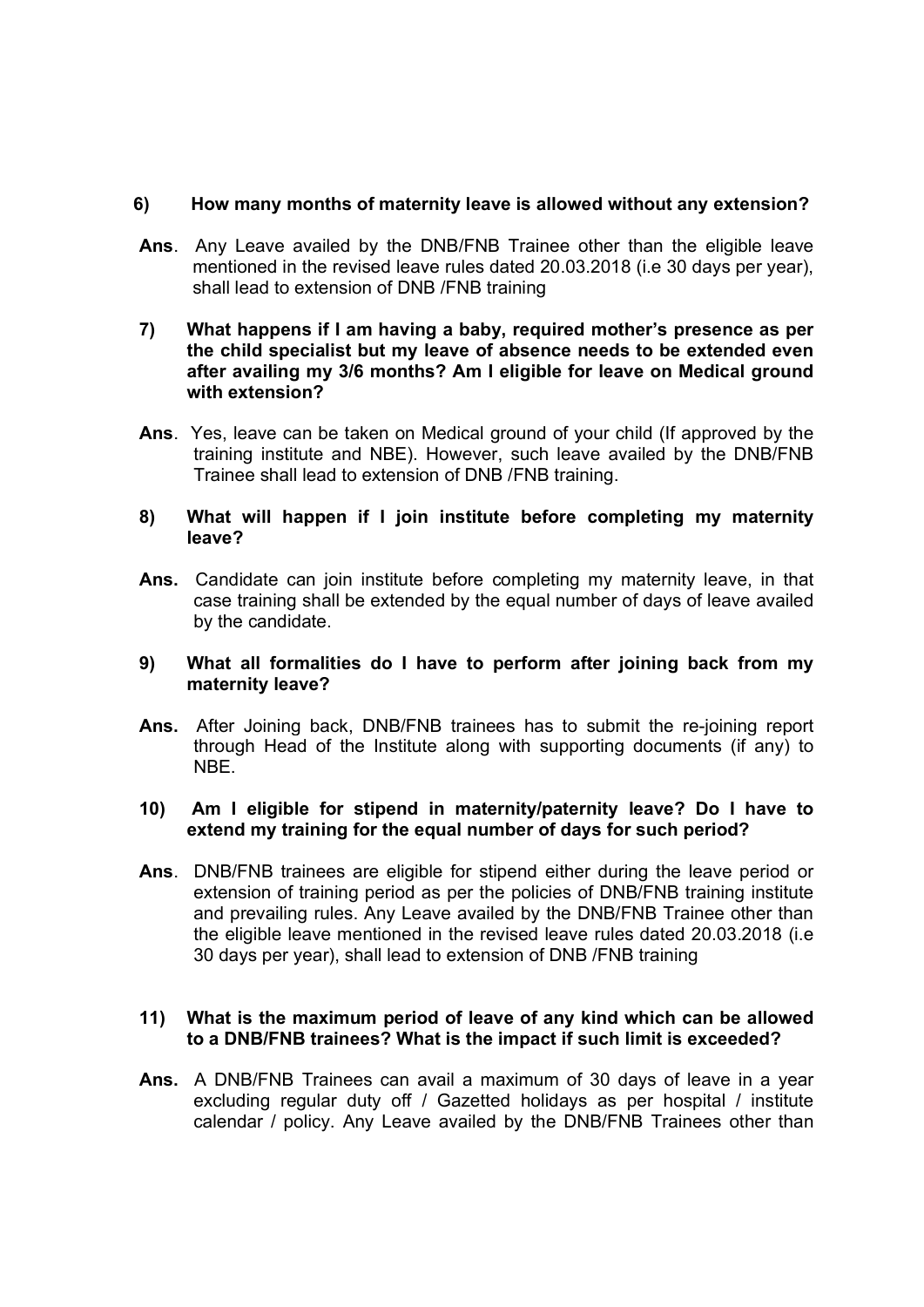**6) How many months of maternity leave is allowed without any extension?**

**Ans**. Any Leave availed by the DNB/FNB Trainee other than the eligible leave mentioned in the revised leave rules dated 20.03.2018 (i.e 30 days per year), shall lead to extension of DNB /FNB training

**7) What happens if I am having a baby, required mother's presence as per the child specialist but my leave of absence needs to be extended even after availing my 3/6 months? Am I eligible for leave on Medical ground with extension?**

**Ans**. Yes, leave can be taken on Medical ground of your child (If approved by the training institute and NBE). However, such leave availed by the DNB/FNB Trainee shall lead to extension of DNB /FNB training.

**8) What will happen if I join institute before completing my maternity leave?**

**Ans.** Candidate can join institute before completing my maternity leave, in that case training shall be extended by the equal number of days of leave availed by the candidate.

**9) What all formalities do I have to perform after joining back from my maternity leave?**

**Ans.** After Joining back, DNB/FNB trainees has to submit the re-joining report through Head of the Institute along with supporting documents (if any) to NBE.

**10) Am I eligible for stipend in maternity/paternity leave? Do I have to extend my training for the equal number of days for such period?**

**Ans**. DNB/FNB trainees are eligible for stipend either during the leave period or extension of training period as per the policies of DNB/FNB training institute and prevailing rules. Any Leave availed by the DNB/FNB Trainee other than the eligible leave mentioned in the revised leave rules dated 20.03.2018 (i.e 30 days per year), shall lead to extension of DNB /FNB training

**11) What is the maximum period of leave of any kind which can be allowed to a DNB/FNB trainees? What is the impact if such limit is exceeded?**

**Ans.** A DNB/FNB Trainees can avail a maximum of 30 days of leave in a year excluding regular duty off / Gazetted holidays as per hospital / institute calendar / policy. Any Leave availed by the DNB/FNB Trainees other than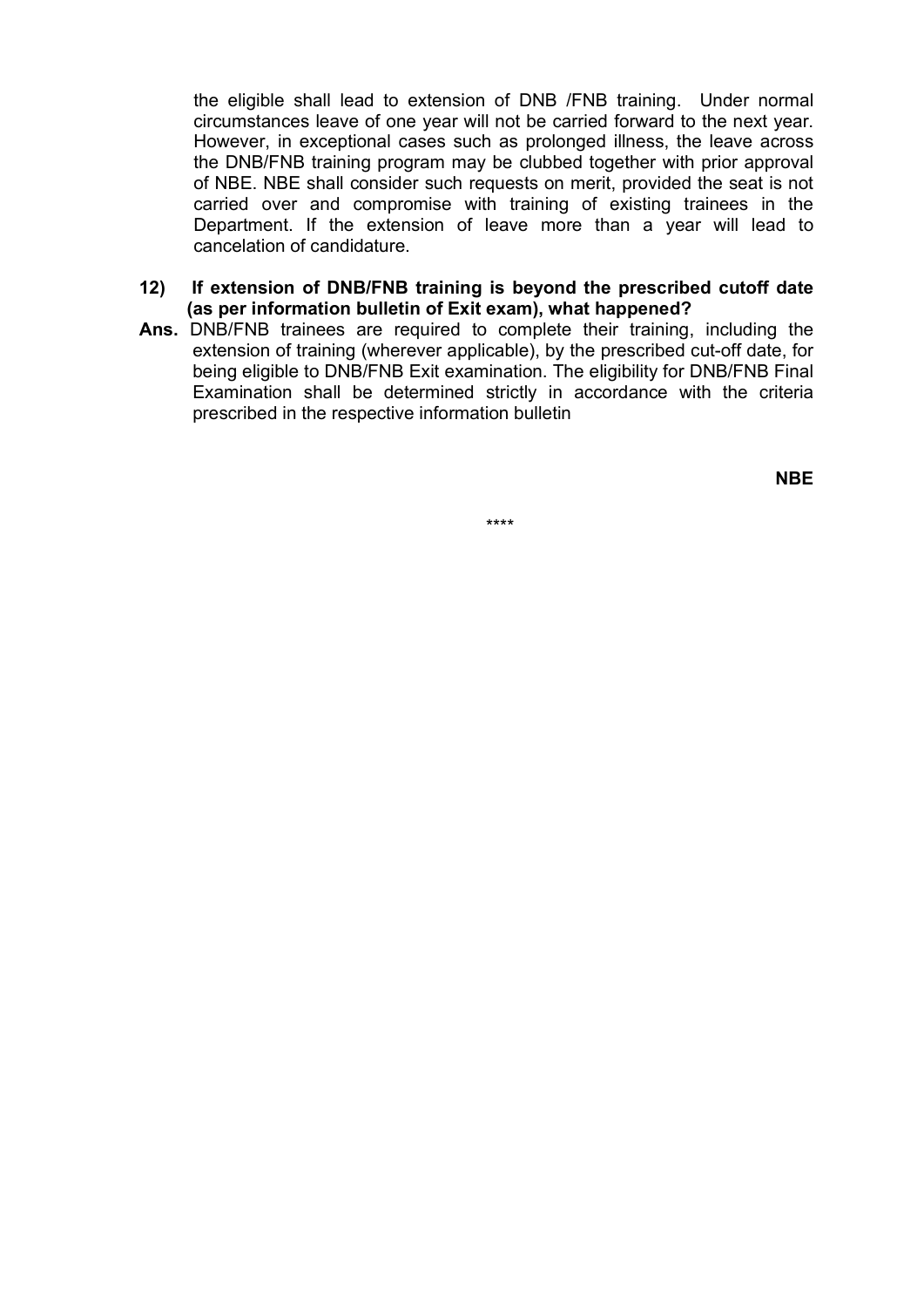the eligible shall lead to extension of DNB /FNB training. Under normal circumstances leave of one year will not be carried forward to the next year. However, in exceptional cases such as prolonged illness, the leave across the DNB/FNB training program may be clubbed together with prior approval of NBE. NBE shall consider such requests on merit, provided the seat is not carried over and compromise with training of existing trainees in the Department. If the extension of leave more than a year will lead to cancelation of candidature.

**12) If extension of DNB/FNB training is beyond the prescribed cutoff date (as per information bulletin of Exit exam), what happened?**

**Ans.** DNB/FNB trainees are required to complete their training, including the extension of training (wherever applicable), by the prescribed cut-off date, for being eligible to DNB/FNB Exit examination. The eligibility for DNB/FNB Final Examination shall be determined strictly in accordance with the criteria prescribed in the respective information bulletin

**NBE**

****